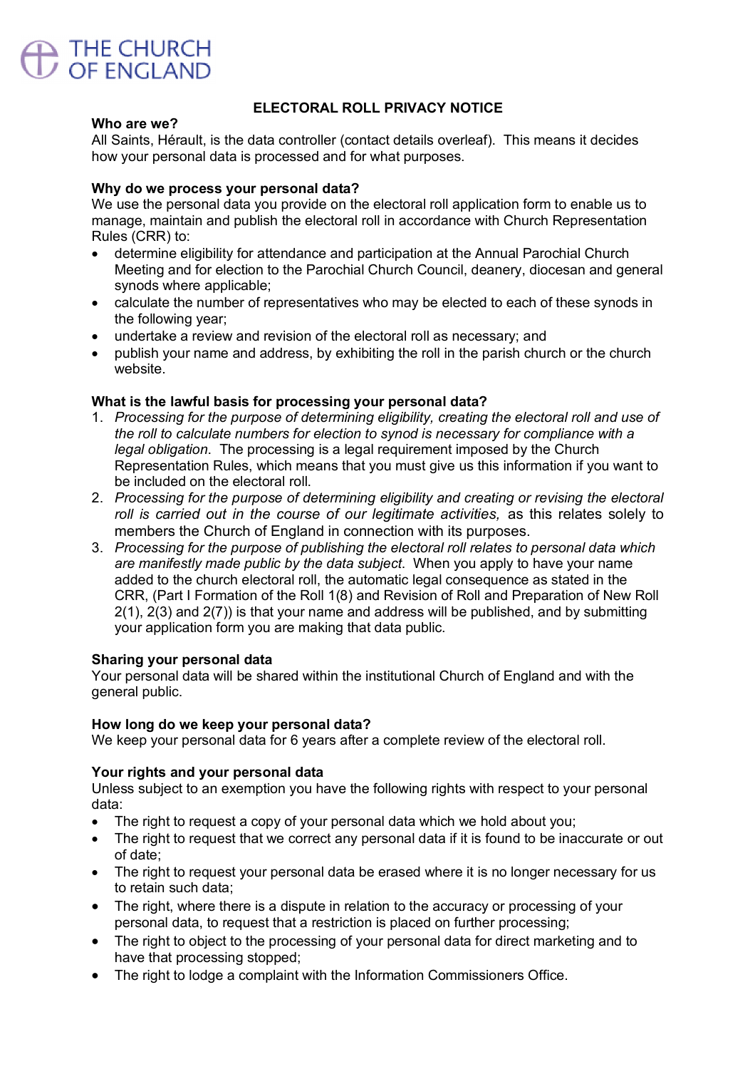THE CHURCH OF ENGLAND

# ELECTORAL ROLL PRIVACY NOTICE

**Who are we?**
All Saints, Hérault, is the data controller (contact details overleaf). This means it decides how your personal data is processed and for what purposes.

**Why do we process your personal data?**
We use the personal data you provide on the electoral roll application form to enable us to manage, maintain and publish the electoral roll in accordance with Church Representation Rules (CRR) to:

- determine eligibility for attendance and participation at the Annual Parochial Church Meeting and for election to the Parochial Church Council, deanery, diocesan and general synods where applicable;
- calculate the number of representatives who may be elected to each of these synods in the following year;
- undertake a review and revision of the electoral roll as necessary; and
- publish your name and address, by exhibiting the roll in the parish church or the church website.

**What is the lawful basis for processing your personal data?**

1. *Processing for the purpose of determining eligibility, creating the electoral roll and use of the roll to calculate numbers for election to synod is necessary for compliance with a legal obligation.* The processing is a legal requirement imposed by the Church Representation Rules, which means that you must give us this information if you want to be included on the electoral roll.
2. *Processing for the purpose of determining eligibility and creating or revising the electoral roll is carried out in the course of our legitimate activities,* as this relates solely to members the Church of England in connection with its purposes.
3. *Processing for the purpose of publishing the electoral roll relates to personal data which are manifestly made public by the data subject.* When you apply to have your name added to the church electoral roll, the automatic legal consequence as stated in the CRR, (Part I Formation of the Roll 1(8) and Revision of Roll and Preparation of New Roll 2(1), 2(3) and 2(7)) is that your name and address will be published, and by submitting your application form you are making that data public.

**Sharing your personal data**
Your personal data will be shared within the institutional Church of England and with the general public.

**How long do we keep your personal data?**
We keep your personal data for 6 years after a complete review of the electoral roll.

**Your rights and your personal data**
Unless subject to an exemption you have the following rights with respect to your personal data:

- The right to request a copy of your personal data which we hold about you;
- The right to request that we correct any personal data if it is found to be inaccurate or out of date;
- The right to request your personal data be erased where it is no longer necessary for us to retain such data;
- The right, where there is a dispute in relation to the accuracy or processing of your personal data, to request that a restriction is placed on further processing;
- The right to object to the processing of your personal data for direct marketing and to have that processing stopped;
- The right to lodge a complaint with the Information Commissioners Office.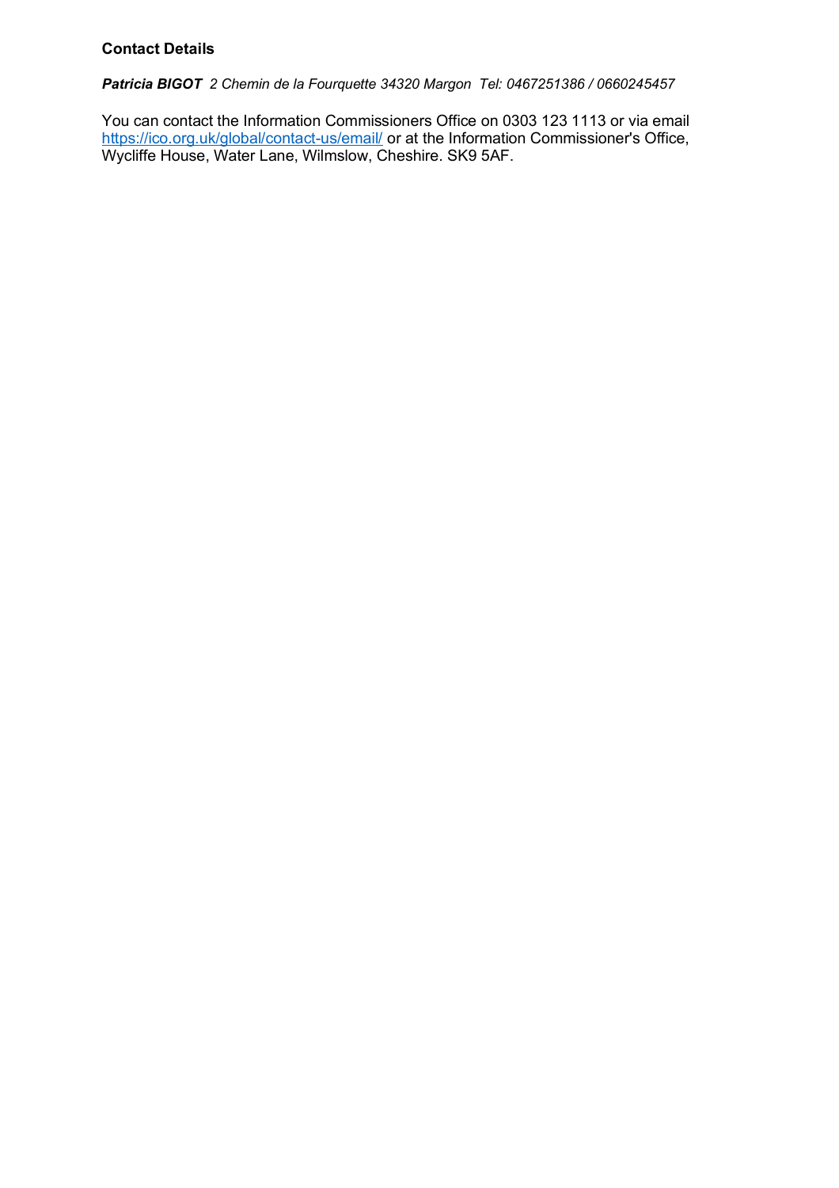**Contact Details**

***Patricia BIGOT*** *2 Chemin de la Fourquette 34320 Margon Tel: 0467251386 / 0660245457*

You can contact the Information Commissioners Office on 0303 123 1113 or via email https://ico.org.uk/global/contact-us/email/ or at the Information Commissioner's Office, Wycliffe House, Water Lane, Wilmslow, Cheshire. SK9 5AF.